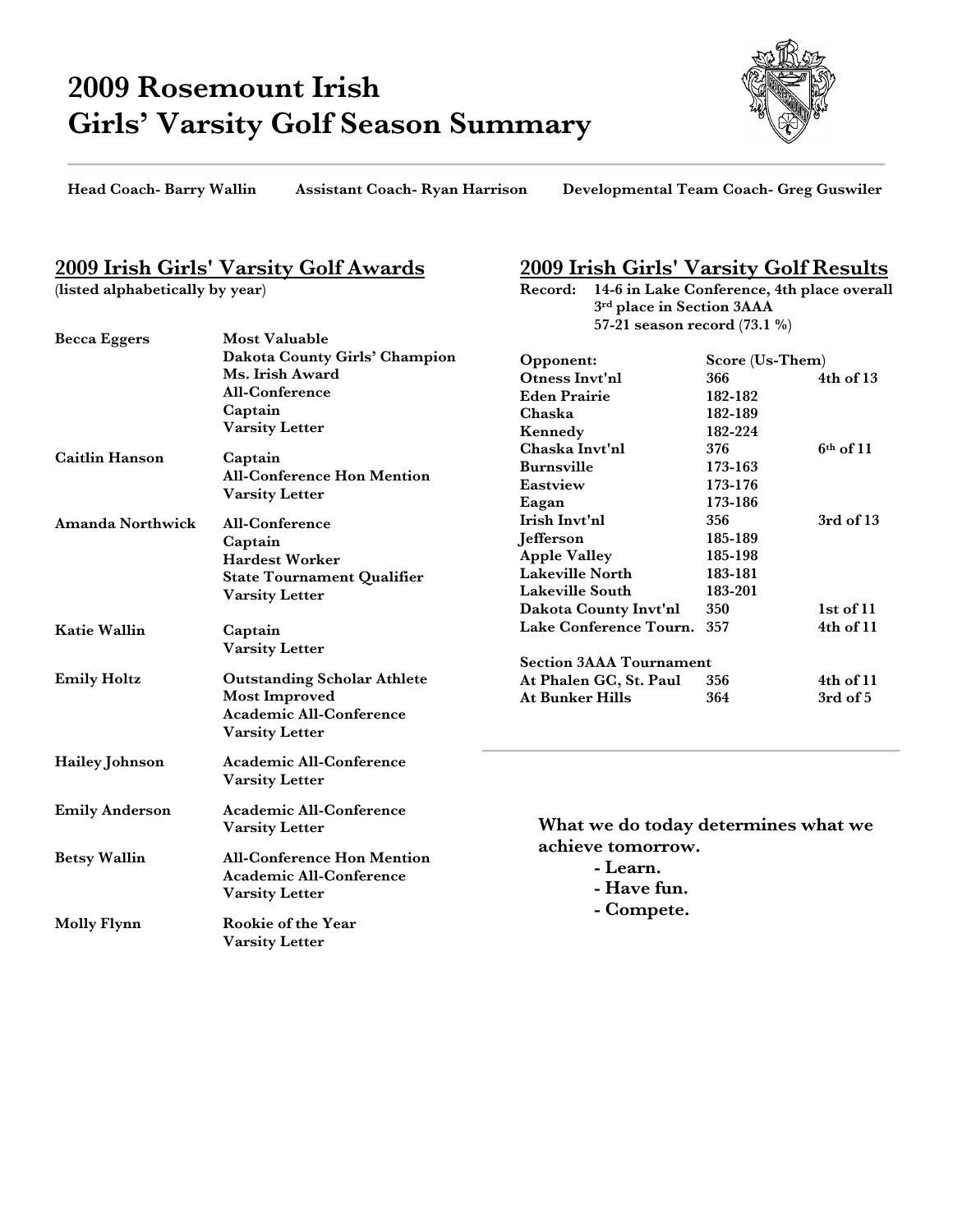# 2009 Rosemount Irish
# Girls' Varsity Golf Season Summary

**Head Coach- Barry Wallin** **Assistant Coach- Ryan Harrison** **Developmental Team Coach- Greg Guswiler**

## 2009 Irish Girls' Varsity Golf Awards

(listed alphabetically by year)

| | |
|---|---|
| **Becca Eggers** | **Most Valuable**<br>**Dakota County Girls' Champion**<br>**Ms. Irish Award**<br>**All-Conference**<br>**Captain**<br>**Varsity Letter** |
| **Caitlin Hanson** | **Captain**<br>**All-Conference Hon Mention**<br>**Varsity Letter** |
| **Amanda Northwick** | **All-Conference**<br>**Captain**<br>**Hardest Worker**<br>**State Tournament Qualifier**<br>**Varsity Letter** |
| **Katie Wallin** | **Captain**<br>**Varsity Letter** |
| **Emily Holtz** | **Outstanding Scholar Athlete**<br>**Most Improved**<br>**Academic All-Conference**<br>**Varsity Letter** |
| **Hailey Johnson** | **Academic All-Conference**<br>**Varsity Letter** |
| **Emily Anderson** | **Academic All-Conference**<br>**Varsity Letter** |
| **Betsy Wallin** | **All-Conference Hon Mention**<br>**Academic All-Conference**<br>**Varsity Letter** |
| **Molly Flynn** | **Rookie of the Year**<br>**Varsity Letter** |

## 2009 Irish Girls' Varsity Golf Results

**Record: 14-6 in Lake Conference, 4th place overall**
**3rd place in Section 3AAA**
**57-21 season record (73.1 %)**

| Opponent: | Score (Us-Them) | |
|---|---|---|
| **Otness Invt'nl** | **366** | **4th of 13** |
| **Eden Prairie** | **182-182** | |
| **Chaska** | **182-189** | |
| **Kennedy** | **182-224** | |
| **Chaska Invt'nl** | **376** | **6th of 11** |
| **Burnsville** | **173-163** | |
| **Eastview** | **173-176** | |
| **Eagan** | **173-186** | |
| **Irish Invt'nl** | **356** | **3rd of 13** |
| **Jefferson** | **185-189** | |
| **Apple Valley** | **185-198** | |
| **Lakeville North** | **183-181** | |
| **Lakeville South** | **183-201** | |
| **Dakota County Invt'nl** | **350** | **1st of 11** |
| **Lake Conference Tourn.** | **357** | **4th of 11** |
| **Section 3AAA Tournament** | | |
| **At Phalen GC, St. Paul** | **356** | **4th of 11** |
| **At Bunker Hills** | **364** | **3rd of 5** |

**What we do today determines what we achieve tomorrow.**

- **Learn.**
- **Have fun.**
- **Compete.**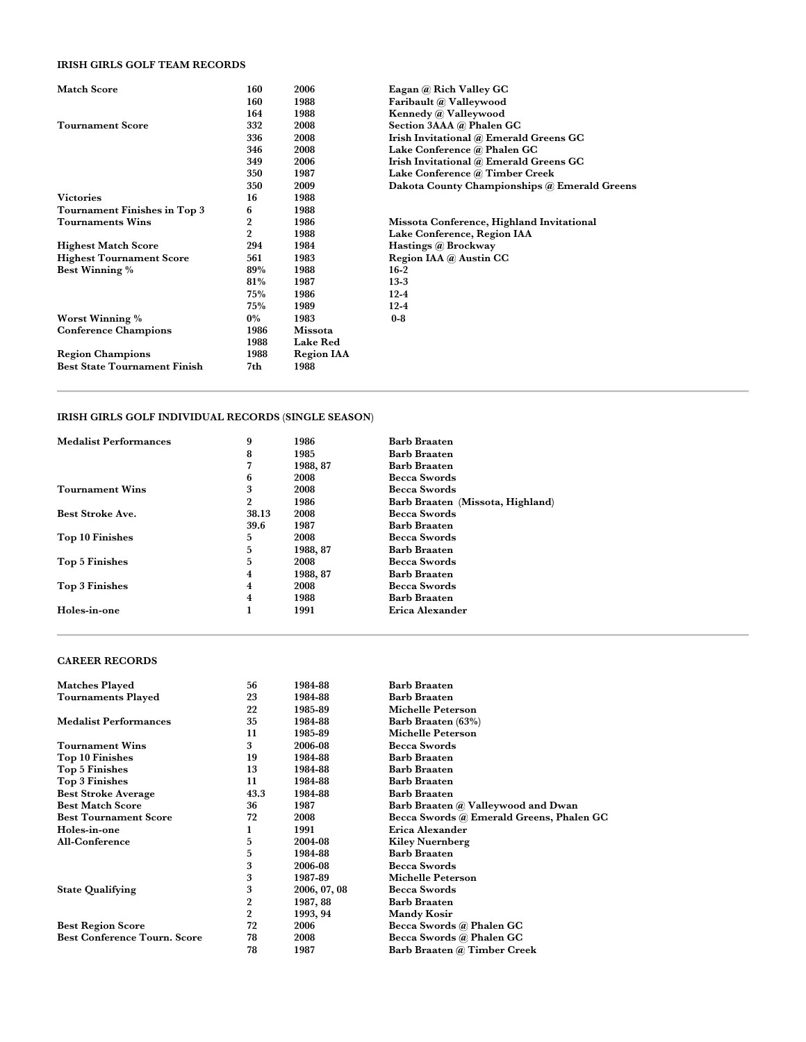## IRISH GIRLS GOLF TEAM RECORDS

| | | | |
|---|---|---|---|
| **Match Score** | 160 | 2006 | Eagan @ Rich Valley GC |
| | 160 | 1988 | Faribault @ Valleywood |
| | 164 | 1988 | Kennedy @ Valleywood |
| **Tournament Score** | 332 | 2008 | Section 3AAA @ Phalen GC |
| | 336 | 2008 | Irish Invitational @ Emerald Greens GC |
| | 346 | 2008 | Lake Conference @ Phalen GC |
| | 349 | 2006 | Irish Invitational @ Emerald Greens GC |
| | 350 | 1987 | Lake Conference @ Timber Creek |
| | 350 | 2009 | Dakota County Championships @ Emerald Greens |
| **Victories** | 16 | 1988 | |
| **Tournament Finishes in Top 3** | 6 | 1988 | |
| **Tournaments Wins** | 2 | 1986 | Missota Conference, Highland Invitational |
| | 2 | 1988 | Lake Conference, Region IAA |
| **Highest Match Score** | 294 | 1984 | Hastings @ Brockway |
| **Highest Tournament Score** | 561 | 1983 | Region IAA @ Austin CC |
| **Best Winning %** | 89% | 1988 | 16-2 |
| | 81% | 1987 | 13-3 |
| | 75% | 1986 | 12-4 |
| | 75% | 1989 | 12-4 |
| **Worst Winning %** | 0% | 1983 | 0-8 |
| **Conference Champions** | 1986 | Missota | |
| | 1988 | Lake Red | |
| **Region Champions** | 1988 | Region IAA | |
| **Best State Tournament Finish** | 7th | 1988 | |

---

## IRISH GIRLS GOLF INDIVIDUAL RECORDS (SINGLE SEASON)

| | | | |
|---|---|---|---|
| **Medalist Performances** | 9 | 1986 | Barb Braaten |
| | 8 | 1985 | Barb Braaten |
| | 7 | 1988, 87 | Barb Braaten |
| | 6 | 2008 | Becca Swords |
| **Tournament Wins** | 3 | 2008 | Becca Swords |
| | 2 | 1986 | Barb Braaten (Missota, Highland) |
| **Best Stroke Ave.** | 38.13 | 2008 | Becca Swords |
| | 39.6 | 1987 | Barb Braaten |
| **Top 10 Finishes** | 5 | 2008 | Becca Swords |
| | 5 | 1988, 87 | Barb Braaten |
| **Top 5 Finishes** | 5 | 2008 | Becca Swords |
| | 4 | 1988, 87 | Barb Braaten |
| **Top 3 Finishes** | 4 | 2008 | Becca Swords |
| | 4 | 1988 | Barb Braaten |
| **Holes-in-one** | 1 | 1991 | Erica Alexander |

---

## CAREER RECORDS

| | | | |
|---|---|---|---|
| **Matches Played** | 56 | 1984-88 | Barb Braaten |
| **Tournaments Played** | 23 | 1984-88 | Barb Braaten |
| | 22 | 1985-89 | Michelle Peterson |
| **Medalist Performances** | 35 | 1984-88 | Barb Braaten (63%) |
| | 11 | 1985-89 | Michelle Peterson |
| **Tournament Wins** | 3 | 2006-08 | Becca Swords |
| **Top 10 Finishes** | 19 | 1984-88 | Barb Braaten |
| **Top 5 Finishes** | 13 | 1984-88 | Barb Braaten |
| **Top 3 Finishes** | 11 | 1984-88 | Barb Braaten |
| **Best Stroke Average** | 43.3 | 1984-88 | Barb Braaten |
| **Best Match Score** | 36 | 1987 | Barb Braaten @ Valleywood and Dwan |
| **Best Tournament Score** | 72 | 2008 | Becca Swords @ Emerald Greens, Phalen GC |
| **Holes-in-one** | 1 | 1991 | Erica Alexander |
| **All-Conference** | 5 | 2004-08 | Kiley Nuernberg |
| | 5 | 1984-88 | Barb Braaten |
| | 3 | 2006-08 | Becca Swords |
| | 3 | 1987-89 | Michelle Peterson |
| **State Qualifying** | 3 | 2006, 07, 08 | Becca Swords |
| | 2 | 1987, 88 | Barb Braaten |
| | 2 | 1993, 94 | Mandy Kosir |
| **Best Region Score** | 72 | 2006 | Becca Swords @ Phalen GC |
| **Best Conference Tourn. Score** | 78 | 2008 | Becca Swords @ Phalen GC |
| | 78 | 1987 | Barb Braaten @ Timber Creek |